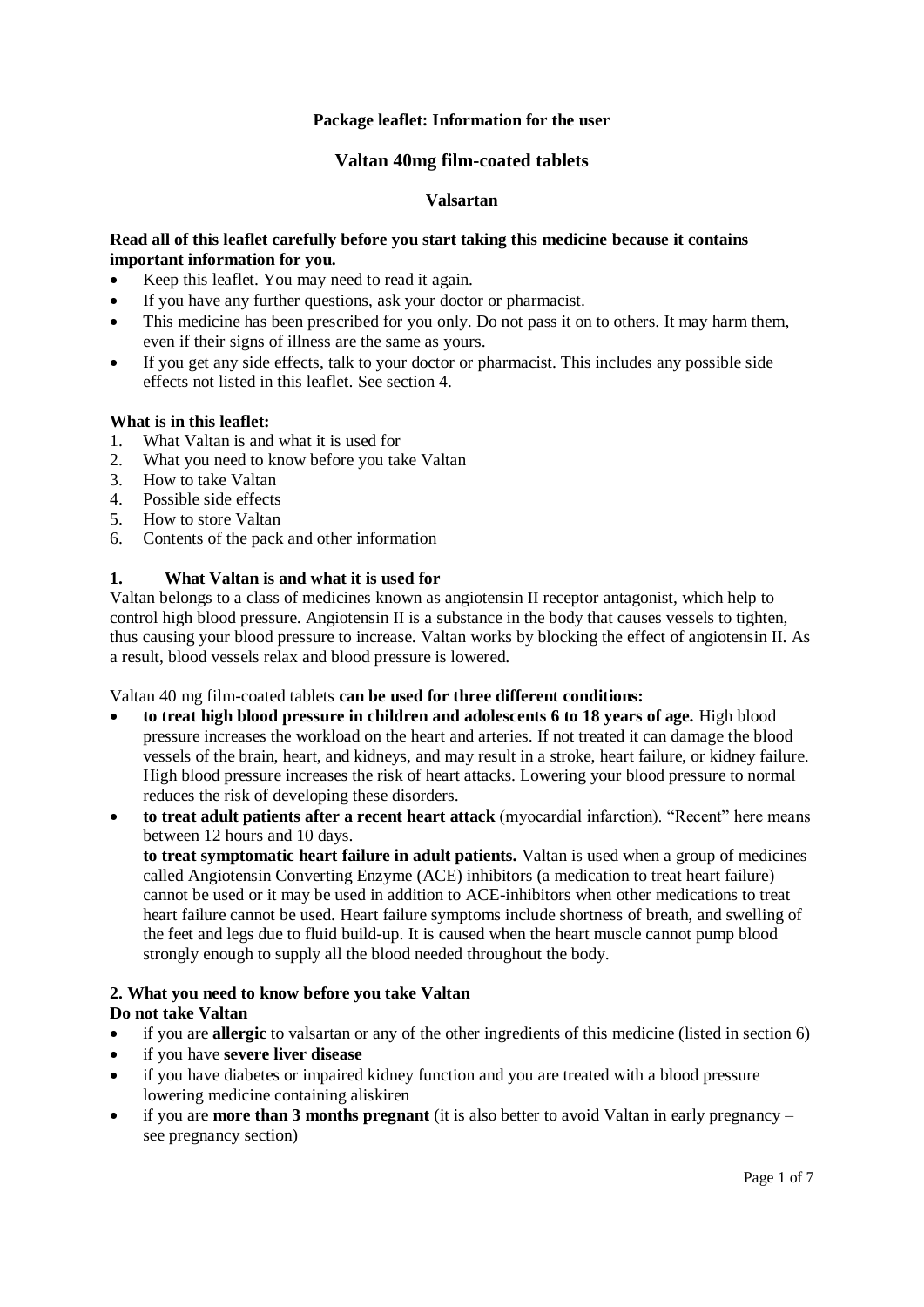**Package leaflet: Information for the user**

# Valtan 40mg film-coated tablets

**Valsartan**

**Read all of this leaflet carefully before you start taking this medicine because it contains important information for you.**

- Keep this leaflet. You may need to read it again.
- If you have any further questions, ask your doctor or pharmacist.
- This medicine has been prescribed for you only. Do not pass it on to others. It may harm them, even if their signs of illness are the same as yours.
- If you get any side effects, talk to your doctor or pharmacist. This includes any possible side effects not listed in this leaflet. See section 4.

**What is in this leaflet:**

1. What Valtan is and what it is used for
2. What you need to know before you take Valtan
3. How to take Valtan
4. Possible side effects
5. How to store Valtan
6. Contents of the pack and other information

## 1. What Valtan is and what it is used for

Valtan belongs to a class of medicines known as angiotensin II receptor antagonist, which help to control high blood pressure. Angiotensin II is a substance in the body that causes vessels to tighten, thus causing your blood pressure to increase. Valtan works by blocking the effect of angiotensin II. As a result, blood vessels relax and blood pressure is lowered.

Valtan 40 mg film-coated tablets **can be used for three different conditions:**

- **to treat high blood pressure in children and adolescents 6 to 18 years of age.** High blood pressure increases the workload on the heart and arteries. If not treated it can damage the blood vessels of the brain, heart, and kidneys, and may result in a stroke, heart failure, or kidney failure. High blood pressure increases the risk of heart attacks. Lowering your blood pressure to normal reduces the risk of developing these disorders.
- **to treat adult patients after a recent heart attack** (myocardial infarction). “Recent” here means between 12 hours and 10 days.
  **to treat symptomatic heart failure in adult patients.** Valtan is used when a group of medicines called Angiotensin Converting Enzyme (ACE) inhibitors (a medication to treat heart failure) cannot be used or it may be used in addition to ACE-inhibitors when other medications to treat heart failure cannot be used. Heart failure symptoms include shortness of breath, and swelling of the feet and legs due to fluid build-up. It is caused when the heart muscle cannot pump blood strongly enough to supply all the blood needed throughout the body.

## 2. What you need to know before you take Valtan

**Do not take Valtan**

- if you are **allergic** to valsartan or any of the other ingredients of this medicine (listed in section 6)
- if you have **severe liver disease**
- if you have diabetes or impaired kidney function and you are treated with a blood pressure lowering medicine containing aliskiren
- if you are **more than 3 months pregnant** (it is also better to avoid Valtan in early pregnancy – see pregnancy section)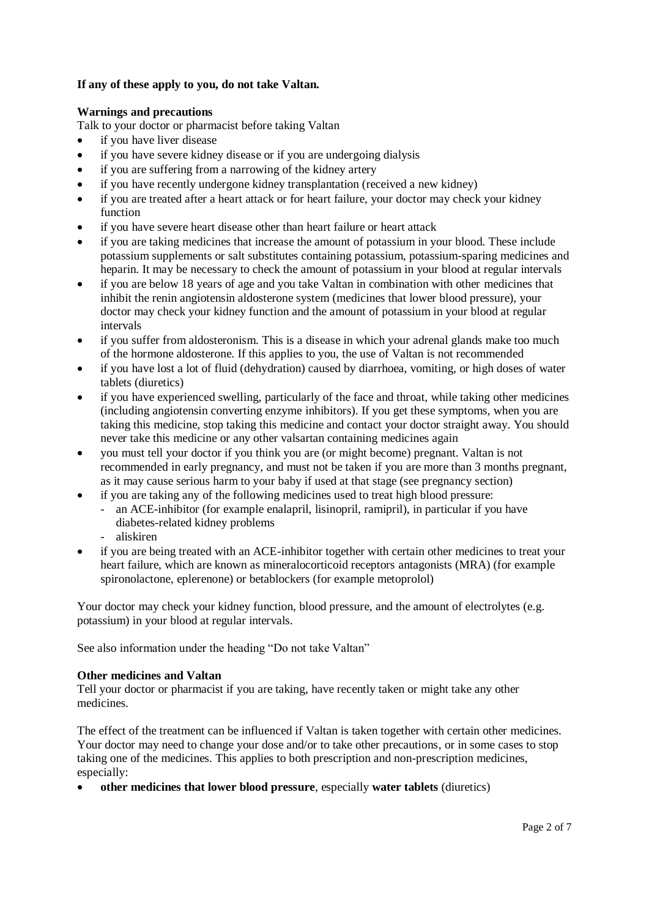**If any of these apply to you, do not take Valtan.**

**Warnings and precautions**

Talk to your doctor or pharmacist before taking Valtan

- if you have liver disease
- if you have severe kidney disease or if you are undergoing dialysis
- if you are suffering from a narrowing of the kidney artery
- if you have recently undergone kidney transplantation (received a new kidney)
- if you are treated after a heart attack or for heart failure, your doctor may check your kidney function
- if you have severe heart disease other than heart failure or heart attack
- if you are taking medicines that increase the amount of potassium in your blood. These include potassium supplements or salt substitutes containing potassium, potassium-sparing medicines and heparin. It may be necessary to check the amount of potassium in your blood at regular intervals
- if you are below 18 years of age and you take Valtan in combination with other medicines that inhibit the renin angiotensin aldosterone system (medicines that lower blood pressure), your doctor may check your kidney function and the amount of potassium in your blood at regular intervals
- if you suffer from aldosteronism. This is a disease in which your adrenal glands make too much of the hormone aldosterone. If this applies to you, the use of Valtan is not recommended
- if you have lost a lot of fluid (dehydration) caused by diarrhoea, vomiting, or high doses of water tablets (diuretics)
- if you have experienced swelling, particularly of the face and throat, while taking other medicines (including angiotensin converting enzyme inhibitors). If you get these symptoms, when you are taking this medicine, stop taking this medicine and contact your doctor straight away. You should never take this medicine or any other valsartan containing medicines again
- you must tell your doctor if you think you are (or might become) pregnant. Valtan is not recommended in early pregnancy, and must not be taken if you are more than 3 months pregnant, as it may cause serious harm to your baby if used at that stage (see pregnancy section)
- if you are taking any of the following medicines used to treat high blood pressure:
  - an ACE-inhibitor (for example enalapril, lisinopril, ramipril), in particular if you have diabetes-related kidney problems
  - aliskiren
- if you are being treated with an ACE-inhibitor together with certain other medicines to treat your heart failure, which are known as mineralocorticoid receptors antagonists (MRA) (for example spironolactone, eplerenone) or betablockers (for example metoprolol)

Your doctor may check your kidney function, blood pressure, and the amount of electrolytes (e.g. potassium) in your blood at regular intervals.

See also information under the heading "Do not take Valtan"

**Other medicines and Valtan**

Tell your doctor or pharmacist if you are taking, have recently taken or might take any other medicines.

The effect of the treatment can be influenced if Valtan is taken together with certain other medicines. Your doctor may need to change your dose and/or to take other precautions, or in some cases to stop taking one of the medicines. This applies to both prescription and non-prescription medicines, especially:

- **other medicines that lower blood pressure**, especially **water tablets** (diuretics)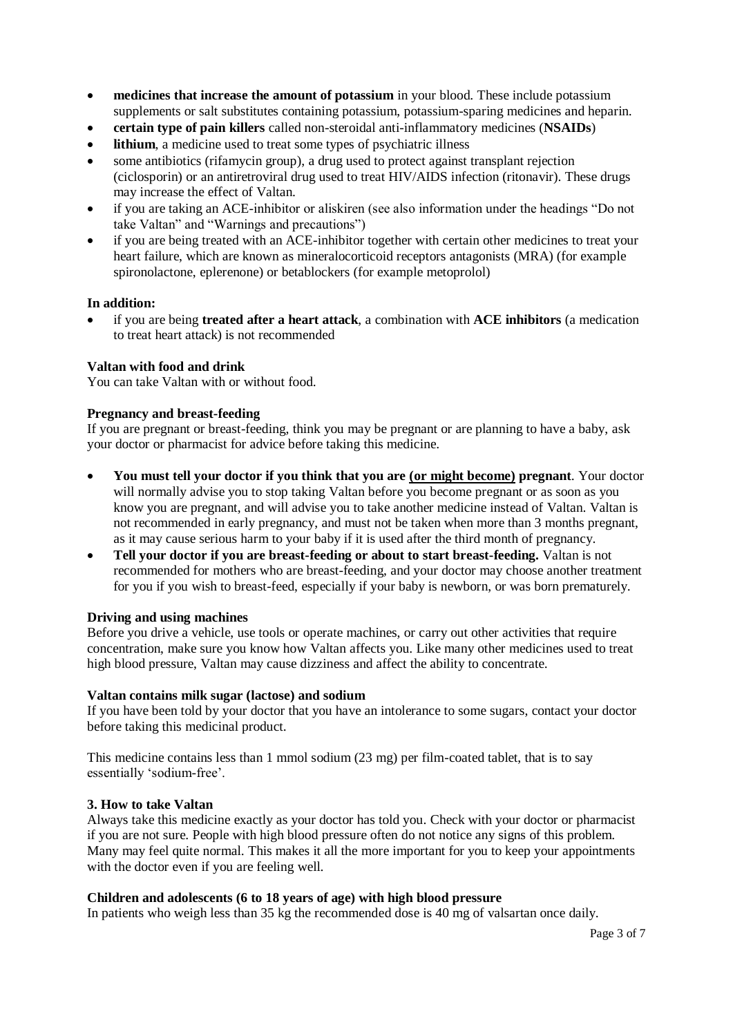- **medicines that increase the amount of potassium** in your blood. These include potassium supplements or salt substitutes containing potassium, potassium-sparing medicines and heparin.
- **certain type of pain killers** called non-steroidal anti-inflammatory medicines (**NSAIDs**)
- **lithium**, a medicine used to treat some types of psychiatric illness
- some antibiotics (rifamycin group), a drug used to protect against transplant rejection (ciclosporin) or an antiretroviral drug used to treat HIV/AIDS infection (ritonavir). These drugs may increase the effect of Valtan.
- if you are taking an ACE-inhibitor or aliskiren (see also information under the headings "Do not take Valtan" and "Warnings and precautions")
- if you are being treated with an ACE-inhibitor together with certain other medicines to treat your heart failure, which are known as mineralocorticoid receptors antagonists (MRA) (for example spironolactone, eplerenone) or betablockers (for example metoprolol)

**In addition:**

- if you are being **treated after a heart attack**, a combination with **ACE inhibitors** (a medication to treat heart attack) is not recommended

**Valtan with food and drink**

You can take Valtan with or without food.

**Pregnancy and breast-feeding**

If you are pregnant or breast-feeding, think you may be pregnant or are planning to have a baby, ask your doctor or pharmacist for advice before taking this medicine.

- **You must tell your doctor if you think that you are <u>(or might become)</u> pregnant**. Your doctor will normally advise you to stop taking Valtan before you become pregnant or as soon as you know you are pregnant, and will advise you to take another medicine instead of Valtan. Valtan is not recommended in early pregnancy, and must not be taken when more than 3 months pregnant, as it may cause serious harm to your baby if it is used after the third month of pregnancy.
- **Tell your doctor if you are breast-feeding or about to start breast-feeding.** Valtan is not recommended for mothers who are breast-feeding, and your doctor may choose another treatment for you if you wish to breast-feed, especially if your baby is newborn, or was born prematurely.

**Driving and using machines**

Before you drive a vehicle, use tools or operate machines, or carry out other activities that require concentration, make sure you know how Valtan affects you. Like many other medicines used to treat high blood pressure, Valtan may cause dizziness and affect the ability to concentrate.

**Valtan contains milk sugar (lactose) and sodium**

If you have been told by your doctor that you have an intolerance to some sugars, contact your doctor before taking this medicinal product.

This medicine contains less than 1 mmol sodium (23 mg) per film-coated tablet, that is to say essentially 'sodium-free'.

## 3. How to take Valtan

Always take this medicine exactly as your doctor has told you. Check with your doctor or pharmacist if you are not sure. People with high blood pressure often do not notice any signs of this problem. Many may feel quite normal. This makes it all the more important for you to keep your appointments with the doctor even if you are feeling well.

**Children and adolescents (6 to 18 years of age) with high blood pressure**

In patients who weigh less than 35 kg the recommended dose is 40 mg of valsartan once daily.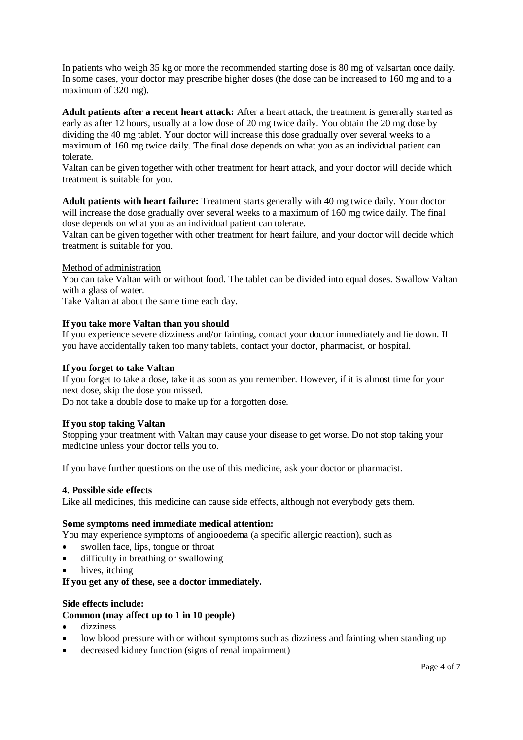In patients who weigh 35 kg or more the recommended starting dose is 80 mg of valsartan once daily. In some cases, your doctor may prescribe higher doses (the dose can be increased to 160 mg and to a maximum of 320 mg).

**Adult patients after a recent heart attack:** After a heart attack, the treatment is generally started as early as after 12 hours, usually at a low dose of 20 mg twice daily. You obtain the 20 mg dose by dividing the 40 mg tablet. Your doctor will increase this dose gradually over several weeks to a maximum of 160 mg twice daily. The final dose depends on what you as an individual patient can tolerate.
Valtan can be given together with other treatment for heart attack, and your doctor will decide which treatment is suitable for you.

**Adult patients with heart failure:** Treatment starts generally with 40 mg twice daily. Your doctor will increase the dose gradually over several weeks to a maximum of 160 mg twice daily. The final dose depends on what you as an individual patient can tolerate.
Valtan can be given together with other treatment for heart failure, and your doctor will decide which treatment is suitable for you.

<u>Method of administration</u>
You can take Valtan with or without food. The tablet can be divided into equal doses. Swallow Valtan with a glass of water.
Take Valtan at about the same time each day.

**If you take more Valtan than you should**
If you experience severe dizziness and/or fainting, contact your doctor immediately and lie down. If you have accidentally taken too many tablets, contact your doctor, pharmacist, or hospital.

**If you forget to take Valtan**
If you forget to take a dose, take it as soon as you remember. However, if it is almost time for your next dose, skip the dose you missed.
Do not take a double dose to make up for a forgotten dose.

**If you stop taking Valtan**
Stopping your treatment with Valtan may cause your disease to get worse. Do not stop taking your medicine unless your doctor tells you to.

If you have further questions on the use of this medicine, ask your doctor or pharmacist.

## 4. Possible side effects

Like all medicines, this medicine can cause side effects, although not everybody gets them.

**Some symptoms need immediate medical attention:**
You may experience symptoms of angiooedema (a specific allergic reaction), such as

- swollen face, lips, tongue or throat
- difficulty in breathing or swallowing
- hives, itching

**If you get any of these, see a doctor immediately.**

**Side effects include:**
**Common (may affect up to 1 in 10 people)**

- dizziness
- low blood pressure with or without symptoms such as dizziness and fainting when standing up
- decreased kidney function (signs of renal impairment)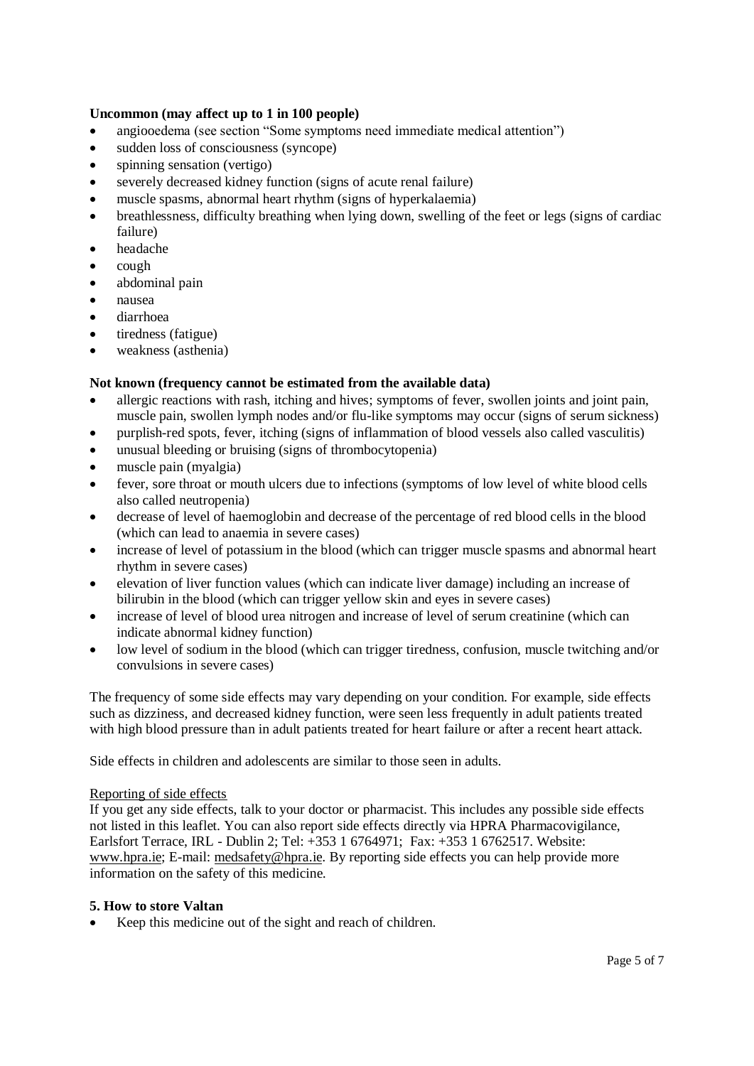**Uncommon (may affect up to 1 in 100 people)**

- angiooedema (see section "Some symptoms need immediate medical attention")
- sudden loss of consciousness (syncope)
- spinning sensation (vertigo)
- severely decreased kidney function (signs of acute renal failure)
- muscle spasms, abnormal heart rhythm (signs of hyperkalaemia)
- breathlessness, difficulty breathing when lying down, swelling of the feet or legs (signs of cardiac failure)
- headache
- cough
- abdominal pain
- nausea
- diarrhoea
- tiredness (fatigue)
- weakness (asthenia)

**Not known (frequency cannot be estimated from the available data)**

- allergic reactions with rash, itching and hives; symptoms of fever, swollen joints and joint pain, muscle pain, swollen lymph nodes and/or flu-like symptoms may occur (signs of serum sickness)
- purplish-red spots, fever, itching (signs of inflammation of blood vessels also called vasculitis)
- unusual bleeding or bruising (signs of thrombocytopenia)
- muscle pain (myalgia)
- fever, sore throat or mouth ulcers due to infections (symptoms of low level of white blood cells also called neutropenia)
- decrease of level of haemoglobin and decrease of the percentage of red blood cells in the blood (which can lead to anaemia in severe cases)
- increase of level of potassium in the blood (which can trigger muscle spasms and abnormal heart rhythm in severe cases)
- elevation of liver function values (which can indicate liver damage) including an increase of bilirubin in the blood (which can trigger yellow skin and eyes in severe cases)
- increase of level of blood urea nitrogen and increase of level of serum creatinine (which can indicate abnormal kidney function)
- low level of sodium in the blood (which can trigger tiredness, confusion, muscle twitching and/or convulsions in severe cases)

The frequency of some side effects may vary depending on your condition. For example, side effects such as dizziness, and decreased kidney function, were seen less frequently in adult patients treated with high blood pressure than in adult patients treated for heart failure or after a recent heart attack.

Side effects in children and adolescents are similar to those seen in adults.

Reporting of side effects

If you get any side effects, talk to your doctor or pharmacist. This includes any possible side effects not listed in this leaflet. You can also report side effects directly via HPRA Pharmacovigilance, Earlsfort Terrace, IRL - Dublin 2; Tel: +353 1 6764971; Fax: +353 1 6762517. Website: www.hpra.ie; E-mail: medsafety@hpra.ie. By reporting side effects you can help provide more information on the safety of this medicine.

## 5. How to store Valtan

- Keep this medicine out of the sight and reach of children.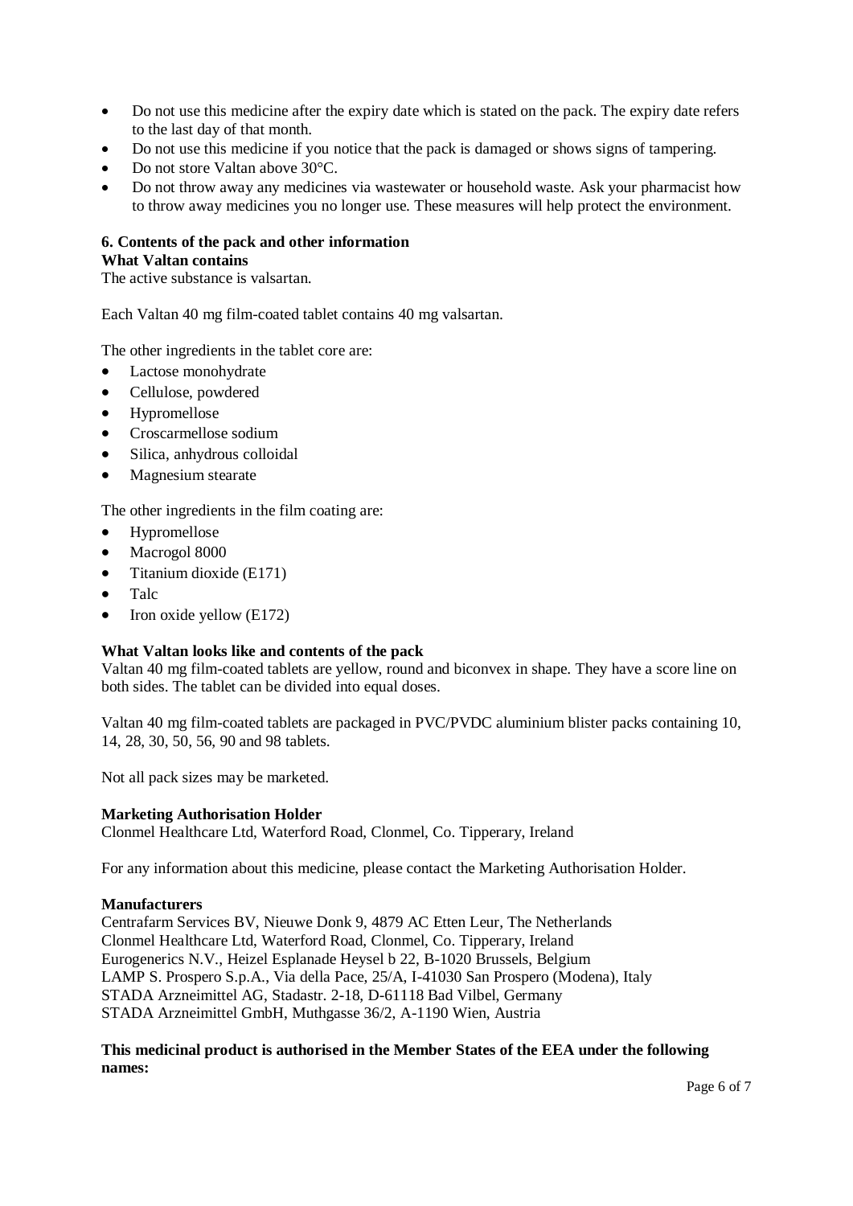- Do not use this medicine after the expiry date which is stated on the pack. The expiry date refers to the last day of that month.
- Do not use this medicine if you notice that the pack is damaged or shows signs of tampering.
- Do not store Valtan above 30°C.
- Do not throw away any medicines via wastewater or household waste. Ask your pharmacist how to throw away medicines you no longer use. These measures will help protect the environment.

**6. Contents of the pack and other information**

**What Valtan contains**

The active substance is valsartan.

Each Valtan 40 mg film-coated tablet contains 40 mg valsartan.

The other ingredients in the tablet core are:

- Lactose monohydrate
- Cellulose, powdered
- Hypromellose
- Croscarmellose sodium
- Silica, anhydrous colloidal
- Magnesium stearate

The other ingredients in the film coating are:

- Hypromellose
- Macrogol 8000
- Titanium dioxide (E171)
- Talc
- Iron oxide yellow (E172)

**What Valtan looks like and contents of the pack**

Valtan 40 mg film-coated tablets are yellow, round and biconvex in shape. They have a score line on both sides. The tablet can be divided into equal doses.

Valtan 40 mg film-coated tablets are packaged in PVC/PVDC aluminium blister packs containing 10, 14, 28, 30, 50, 56, 90 and 98 tablets.

Not all pack sizes may be marketed.

**Marketing Authorisation Holder**

Clonmel Healthcare Ltd, Waterford Road, Clonmel, Co. Tipperary, Ireland

For any information about this medicine, please contact the Marketing Authorisation Holder.

**Manufacturers**

Centrafarm Services BV, Nieuwe Donk 9, 4879 AC Etten Leur, The Netherlands
Clonmel Healthcare Ltd, Waterford Road, Clonmel, Co. Tipperary, Ireland
Eurogenerics N.V., Heizel Esplanade Heysel b 22, B-1020 Brussels, Belgium
LAMP S. Prospero S.p.A., Via della Pace, 25/A, I-41030 San Prospero (Modena), Italy
STADA Arzneimittel AG, Stadastr. 2-18, D-61118 Bad Vilbel, Germany
STADA Arzneimittel GmbH, Muthgasse 36/2, A-1190 Wien, Austria

**This medicinal product is authorised in the Member States of the EEA under the following names:**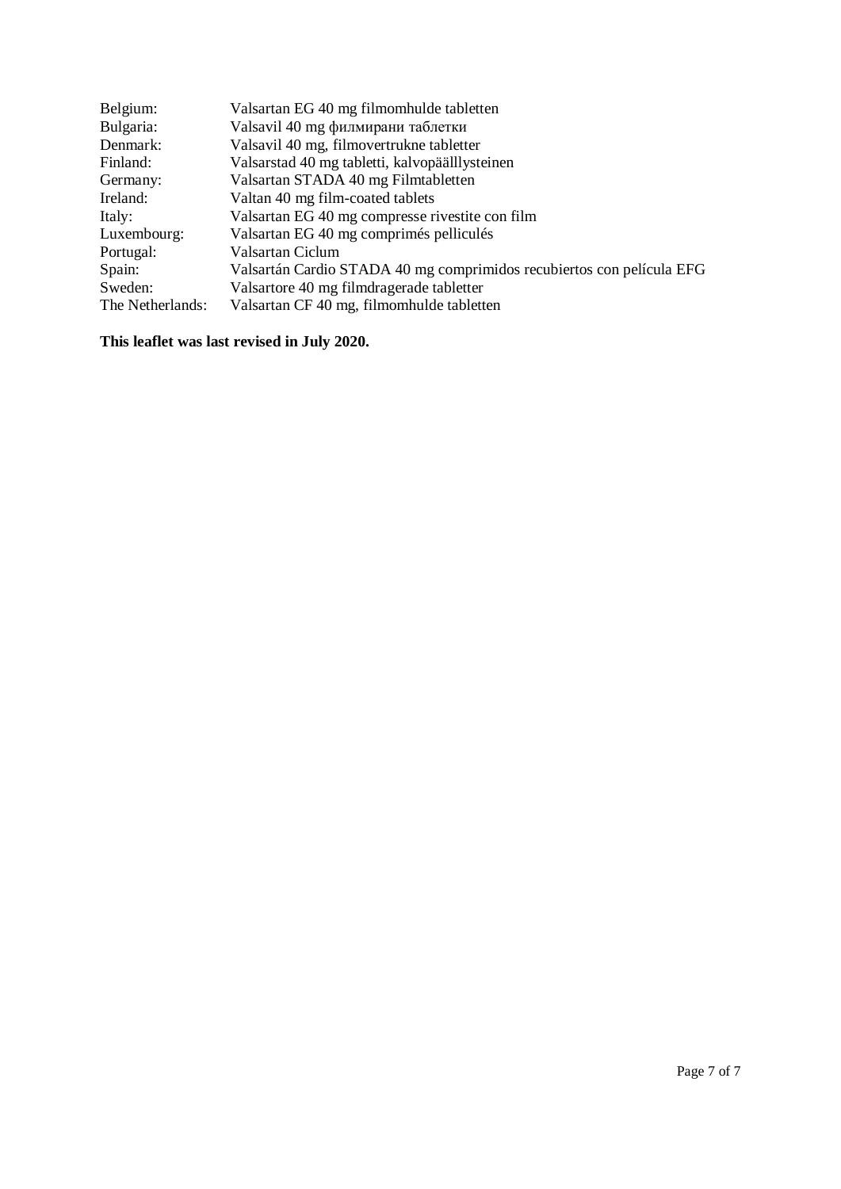| | |
|---|---|
| Belgium: | Valsartan EG 40 mg filmomhulde tabletten |
| Bulgaria: | Valsavil 40 mg филмирани таблетки |
| Denmark: | Valsavil 40 mg, filmovertrukne tabletter |
| Finland: | Valsarstad 40 mg tabletti, kalvopäällysteinen |
| Germany: | Valsartan STADA 40 mg Filmtabletten |
| Ireland: | Valtan 40 mg film-coated tablets |
| Italy: | Valsartan EG 40 mg compresse rivestite con film |
| Luxembourg: | Valsartan EG 40 mg comprimés pelliculés |
| Portugal: | Valsartan Ciclum |
| Spain: | Valsartán Cardio STADA 40 mg comprimidos recubiertos con película EFG |
| Sweden: | Valsartore 40 mg filmdragerade tabletter |
| The Netherlands: | Valsartan CF 40 mg, filmomhulde tabletten |

**This leaflet was last revised in July 2020.**